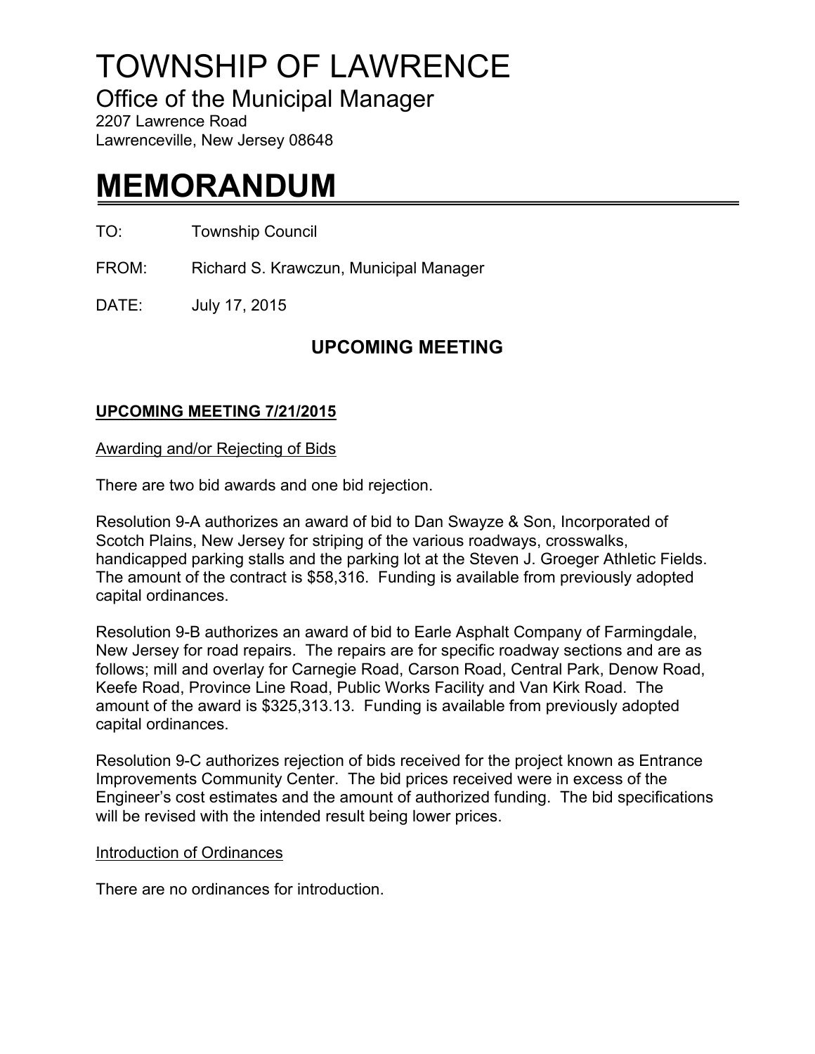# TOWNSHIP OF LAWRENCE

## Office of the Municipal Manager

2207 Lawrence Road
Lawrenceville, New Jersey 08648

# MEMORANDUM

TO: Township Council

FROM: Richard S. Krawczun, Municipal Manager

DATE: July 17, 2015

## UPCOMING MEETING

**UPCOMING MEETING 7/21/2015**

Awarding and/or Rejecting of Bids

There are two bid awards and one bid rejection.

Resolution 9-A authorizes an award of bid to Dan Swayze & Son, Incorporated of Scotch Plains, New Jersey for striping of the various roadways, crosswalks, handicapped parking stalls and the parking lot at the Steven J. Groeger Athletic Fields. The amount of the contract is $58,316. Funding is available from previously adopted capital ordinances.

Resolution 9-B authorizes an award of bid to Earle Asphalt Company of Farmingdale, New Jersey for road repairs. The repairs are for specific roadway sections and are as follows; mill and overlay for Carnegie Road, Carson Road, Central Park, Denow Road, Keefe Road, Province Line Road, Public Works Facility and Van Kirk Road. The amount of the award is $325,313.13. Funding is available from previously adopted capital ordinances.

Resolution 9-C authorizes rejection of bids received for the project known as Entrance Improvements Community Center. The bid prices received were in excess of the Engineer's cost estimates and the amount of authorized funding. The bid specifications will be revised with the intended result being lower prices.

Introduction of Ordinances

There are no ordinances for introduction.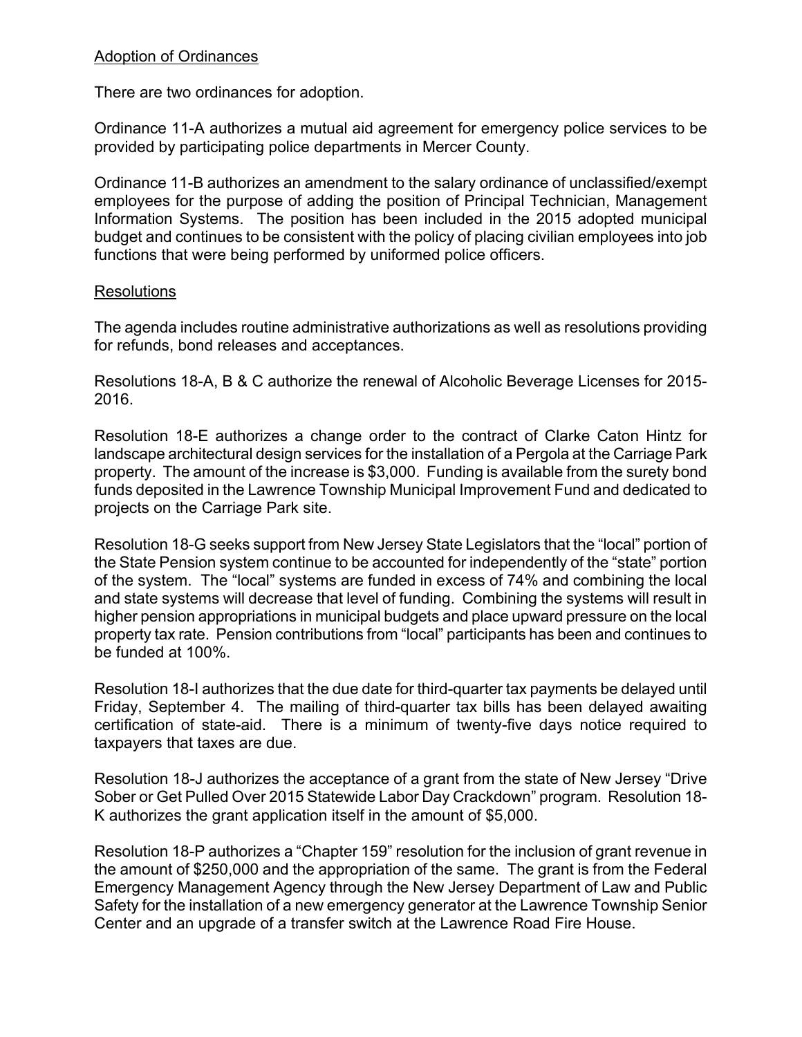## Adoption of Ordinances

There are two ordinances for adoption.

Ordinance 11-A authorizes a mutual aid agreement for emergency police services to be provided by participating police departments in Mercer County.

Ordinance 11-B authorizes an amendment to the salary ordinance of unclassified/exempt employees for the purpose of adding the position of Principal Technician, Management Information Systems. The position has been included in the 2015 adopted municipal budget and continues to be consistent with the policy of placing civilian employees into job functions that were being performed by uniformed police officers.

## Resolutions

The agenda includes routine administrative authorizations as well as resolutions providing for refunds, bond releases and acceptances.

Resolutions 18-A, B & C authorize the renewal of Alcoholic Beverage Licenses for 2015-2016.

Resolution 18-E authorizes a change order to the contract of Clarke Caton Hintz for landscape architectural design services for the installation of a Pergola at the Carriage Park property. The amount of the increase is $3,000. Funding is available from the surety bond funds deposited in the Lawrence Township Municipal Improvement Fund and dedicated to projects on the Carriage Park site.

Resolution 18-G seeks support from New Jersey State Legislators that the "local" portion of the State Pension system continue to be accounted for independently of the "state" portion of the system. The "local" systems are funded in excess of 74% and combining the local and state systems will decrease that level of funding. Combining the systems will result in higher pension appropriations in municipal budgets and place upward pressure on the local property tax rate. Pension contributions from "local" participants has been and continues to be funded at 100%.

Resolution 18-I authorizes that the due date for third-quarter tax payments be delayed until Friday, September 4. The mailing of third-quarter tax bills has been delayed awaiting certification of state-aid. There is a minimum of twenty-five days notice required to taxpayers that taxes are due.

Resolution 18-J authorizes the acceptance of a grant from the state of New Jersey "Drive Sober or Get Pulled Over 2015 Statewide Labor Day Crackdown" program. Resolution 18-K authorizes the grant application itself in the amount of $5,000.

Resolution 18-P authorizes a "Chapter 159" resolution for the inclusion of grant revenue in the amount of $250,000 and the appropriation of the same. The grant is from the Federal Emergency Management Agency through the New Jersey Department of Law and Public Safety for the installation of a new emergency generator at the Lawrence Township Senior Center and an upgrade of a transfer switch at the Lawrence Road Fire House.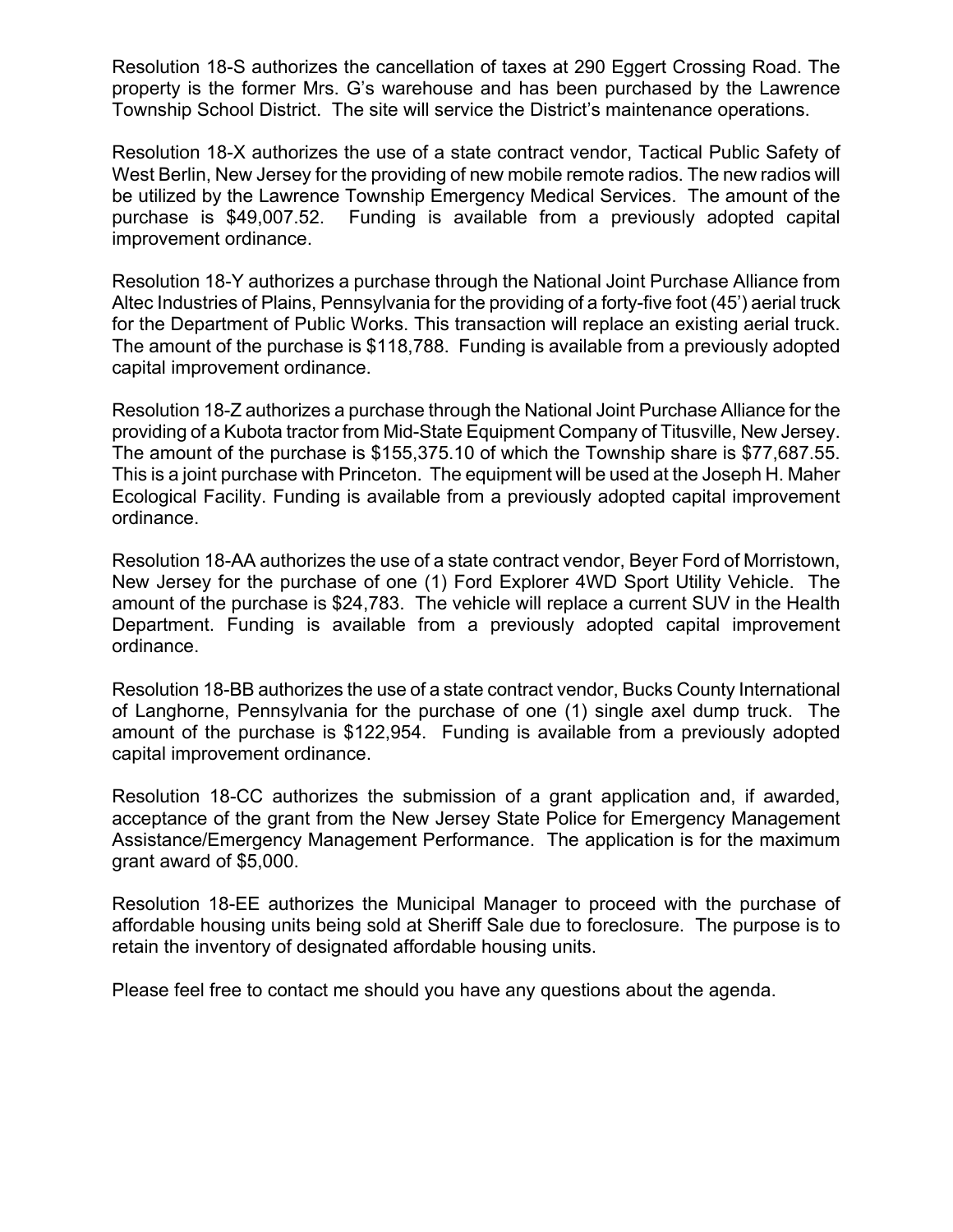Resolution 18-S authorizes the cancellation of taxes at 290 Eggert Crossing Road. The property is the former Mrs. G's warehouse and has been purchased by the Lawrence Township School District. The site will service the District's maintenance operations.

Resolution 18-X authorizes the use of a state contract vendor, Tactical Public Safety of West Berlin, New Jersey for the providing of new mobile remote radios. The new radios will be utilized by the Lawrence Township Emergency Medical Services. The amount of the purchase is $49,007.52. Funding is available from a previously adopted capital improvement ordinance.

Resolution 18-Y authorizes a purchase through the National Joint Purchase Alliance from Altec Industries of Plains, Pennsylvania for the providing of a forty-five foot (45') aerial truck for the Department of Public Works. This transaction will replace an existing aerial truck. The amount of the purchase is $118,788. Funding is available from a previously adopted capital improvement ordinance.

Resolution 18-Z authorizes a purchase through the National Joint Purchase Alliance for the providing of a Kubota tractor from Mid-State Equipment Company of Titusville, New Jersey. The amount of the purchase is $155,375.10 of which the Township share is $77,687.55. This is a joint purchase with Princeton. The equipment will be used at the Joseph H. Maher Ecological Facility. Funding is available from a previously adopted capital improvement ordinance.

Resolution 18-AA authorizes the use of a state contract vendor, Beyer Ford of Morristown, New Jersey for the purchase of one (1) Ford Explorer 4WD Sport Utility Vehicle. The amount of the purchase is $24,783. The vehicle will replace a current SUV in the Health Department. Funding is available from a previously adopted capital improvement ordinance.

Resolution 18-BB authorizes the use of a state contract vendor, Bucks County International of Langhorne, Pennsylvania for the purchase of one (1) single axel dump truck. The amount of the purchase is $122,954. Funding is available from a previously adopted capital improvement ordinance.

Resolution 18-CC authorizes the submission of a grant application and, if awarded, acceptance of the grant from the New Jersey State Police for Emergency Management Assistance/Emergency Management Performance. The application is for the maximum grant award of $5,000.

Resolution 18-EE authorizes the Municipal Manager to proceed with the purchase of affordable housing units being sold at Sheriff Sale due to foreclosure. The purpose is to retain the inventory of designated affordable housing units.

Please feel free to contact me should you have any questions about the agenda.